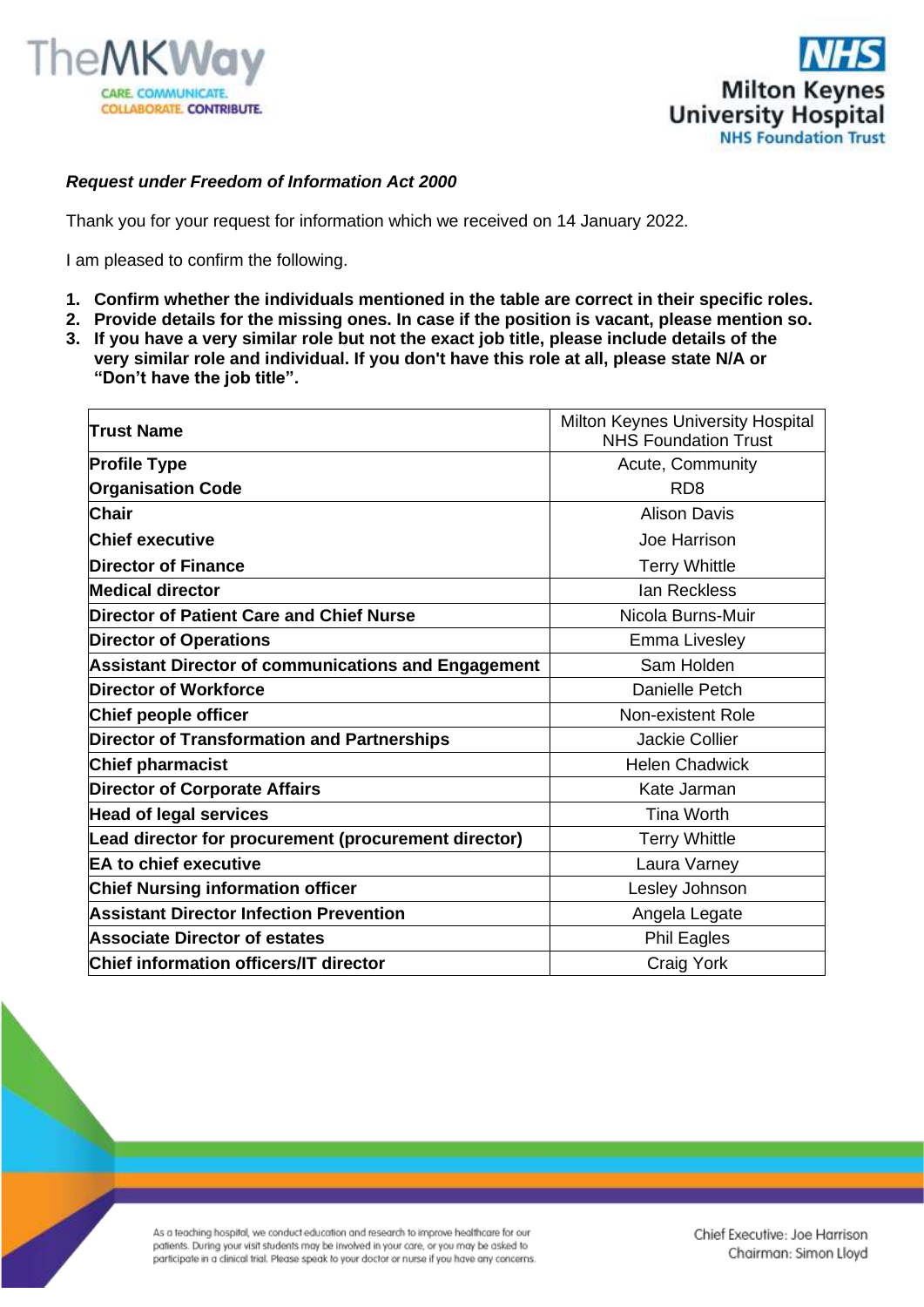***Request under Freedom of Information Act 2000***

Thank you for your request for information which we received on 14 January 2022.

I am pleased to confirm the following.

1. **Confirm whether the individuals mentioned in the table are correct in their specific roles.**
2. **Provide details for the missing ones. In case if the position is vacant, please mention so.**
3. **If you have a very similar role but not the exact job title, please include details of the very similar role and individual. If you don't have this role at all, please state N/A or "Don't have the job title".**

| **Trust Name** | Milton Keynes University Hospital NHS Foundation Trust |
|---|---|
| **Profile Type** | Acute, Community |
| **Organisation Code** | RD8 |
| **Chair** | Alison Davis |
| **Chief executive** | Joe Harrison |
| **Director of Finance** | Terry Whittle |
| **Medical director** | Ian Reckless |
| **Director of Patient Care and Chief Nurse** | Nicola Burns-Muir |
| **Director of Operations** | Emma Livesley |
| **Assistant Director of communications and Engagement** | Sam Holden |
| **Director of Workforce** | Danielle Petch |
| **Chief people officer** | Non-existent Role |
| **Director of Transformation and Partnerships** | Jackie Collier |
| **Chief pharmacist** | Helen Chadwick |
| **Director of Corporate Affairs** | Kate Jarman |
| **Head of legal services** | Tina Worth |
| **Lead director for procurement (procurement director)** | Terry Whittle |
| **EA to chief executive** | Laura Varney |
| **Chief Nursing information officer** | Lesley Johnson |
| **Assistant Director Infection Prevention** | Angela Legate |
| **Associate Director of estates** | Phil Eagles |
| **Chief information officers/IT director** | Craig York |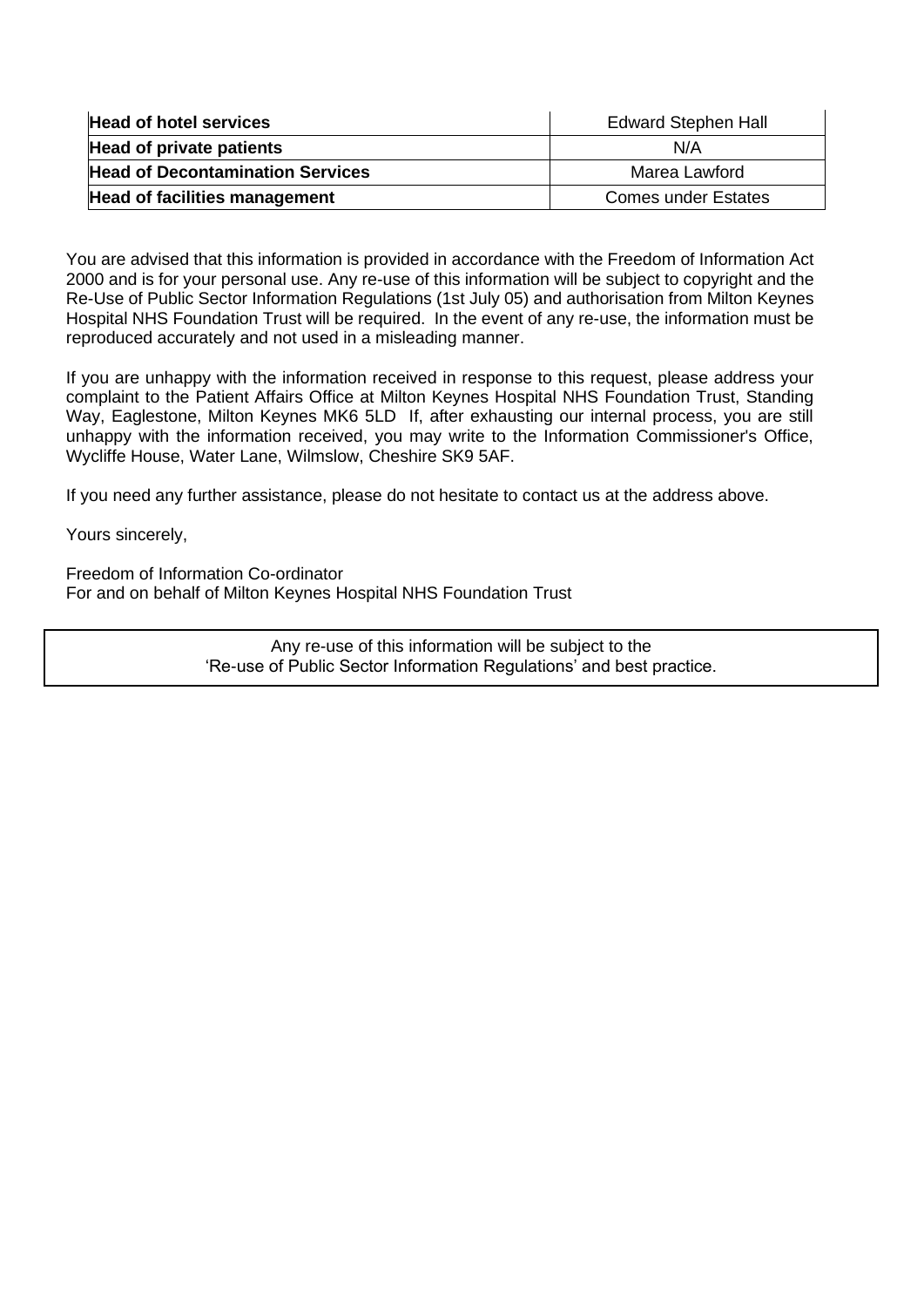| | |
|---|---|
| **Head of hotel services** | Edward Stephen Hall |
| **Head of private patients** | N/A |
| **Head of Decontamination Services** | Marea Lawford |
| **Head of facilities management** | Comes under Estates |

You are advised that this information is provided in accordance with the Freedom of Information Act 2000 and is for your personal use. Any re-use of this information will be subject to copyright and the Re-Use of Public Sector Information Regulations (1st July 05) and authorisation from Milton Keynes Hospital NHS Foundation Trust will be required. In the event of any re-use, the information must be reproduced accurately and not used in a misleading manner.

If you are unhappy with the information received in response to this request, please address your complaint to the Patient Affairs Office at Milton Keynes Hospital NHS Foundation Trust, Standing Way, Eaglestone, Milton Keynes MK6 5LD If, after exhausting our internal process, you are still unhappy with the information received, you may write to the Information Commissioner's Office, Wycliffe House, Water Lane, Wilmslow, Cheshire SK9 5AF.

If you need any further assistance, please do not hesitate to contact us at the address above.

Yours sincerely,

Freedom of Information Co-ordinator
For and on behalf of Milton Keynes Hospital NHS Foundation Trust

Any re-use of this information will be subject to the
'Re-use of Public Sector Information Regulations' and best practice.